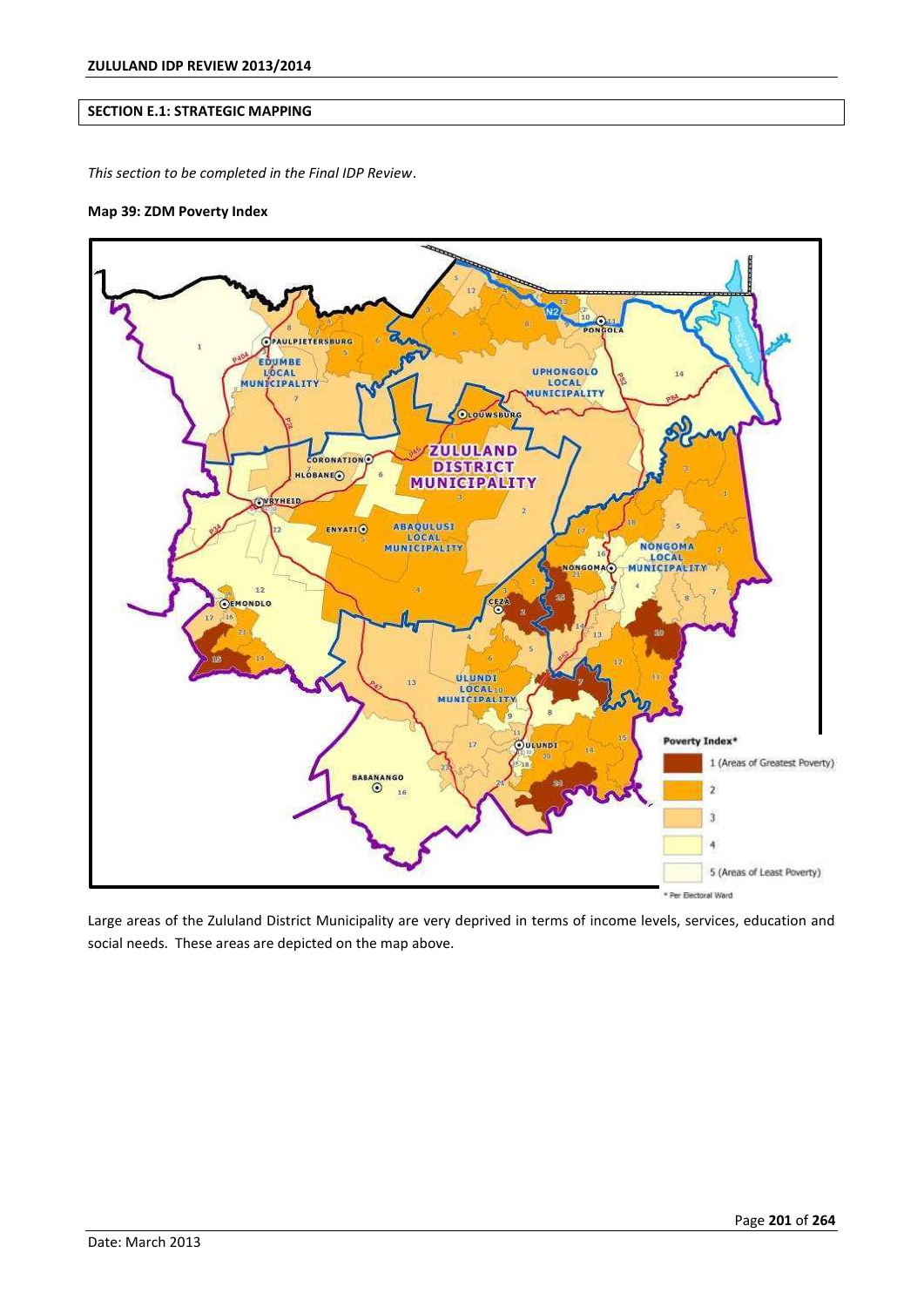## SECTION E.1: STRATEGIC MAPPING

*This section to be completed in the Final IDP Review.*

**Map 39: ZDM Poverty Index**

Large areas of the Zululand District Municipality are very deprived in terms of income levels, services, education and social needs. These areas are depicted on the map above.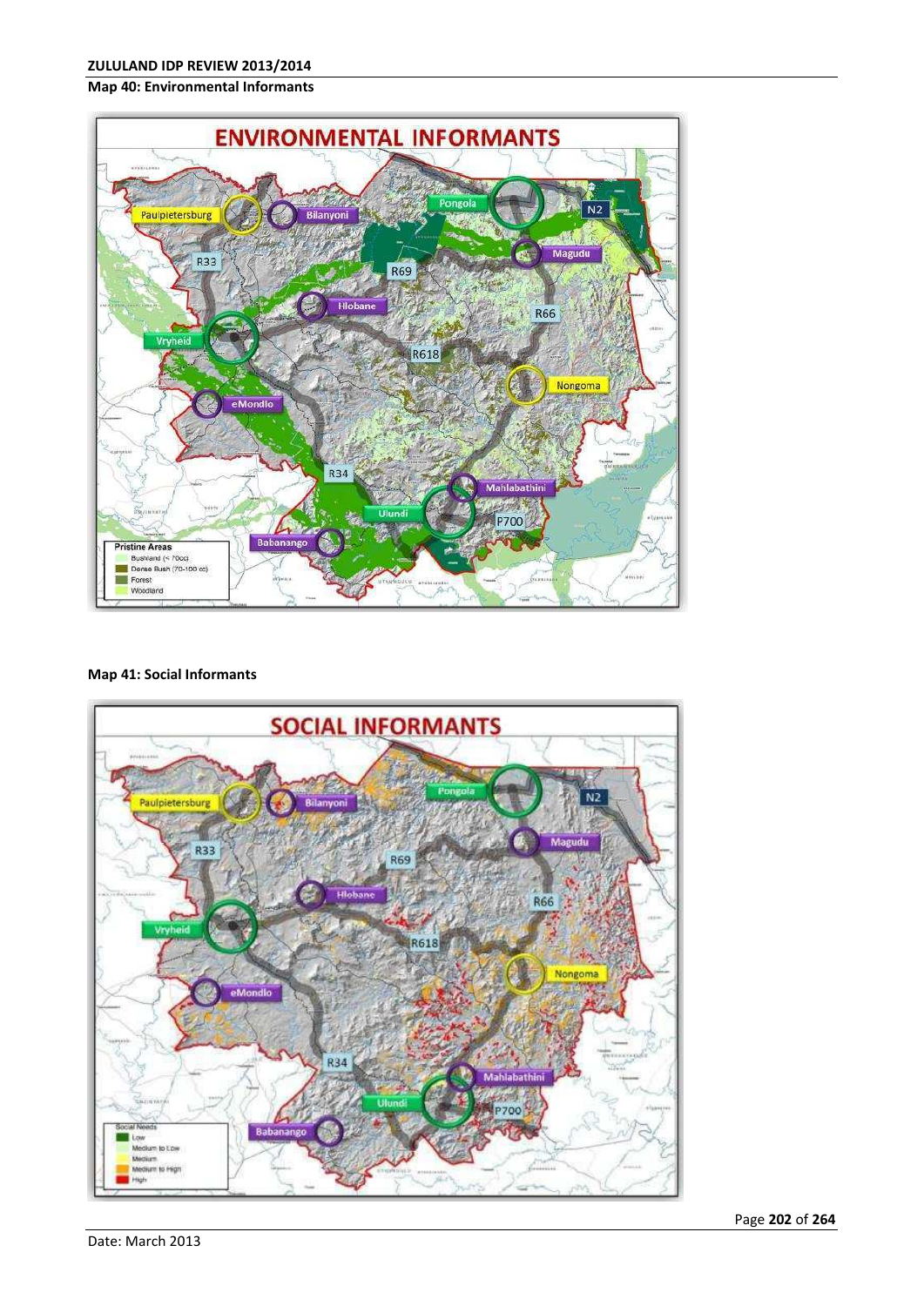**Map 40: Environmental Informants**

**Map 41: Social Informants**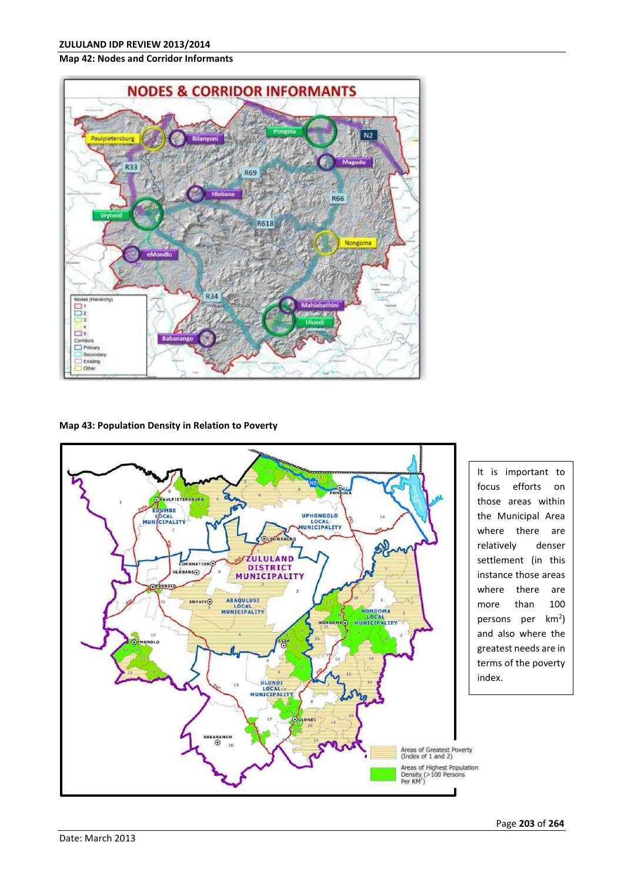**Map 42: Nodes and Corridor Informants**

**Map 43: Population Density in Relation to Poverty**

It is important to focus efforts on those areas within the Municipal Area where there are relatively denser settlement (in this instance those areas where there are more than 100 persons per km$^2$) and also where the greatest needs are in terms of the poverty index.

Date: March 2013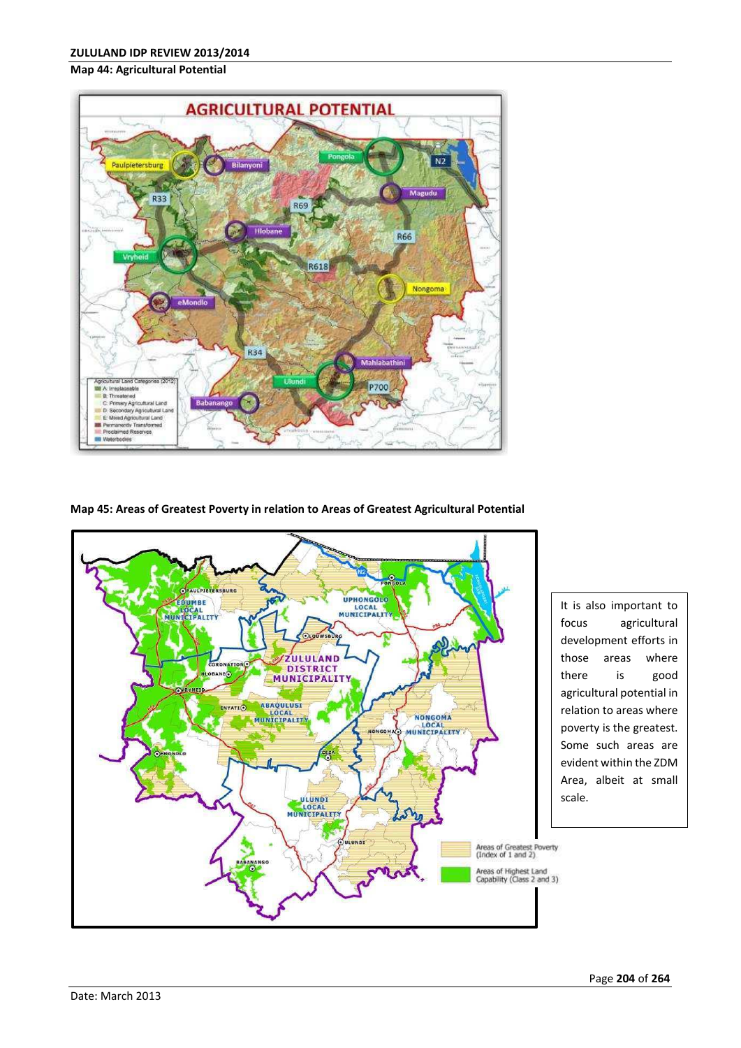**Map 44: Agricultural Potential**

**Map 45: Areas of Greatest Poverty in relation to Areas of Greatest Agricultural Potential**

It is also important to focus agricultural development efforts in those areas where there is good agricultural potential in relation to areas where poverty is the greatest. Some such areas are evident within the ZDM Area, albeit at small scale.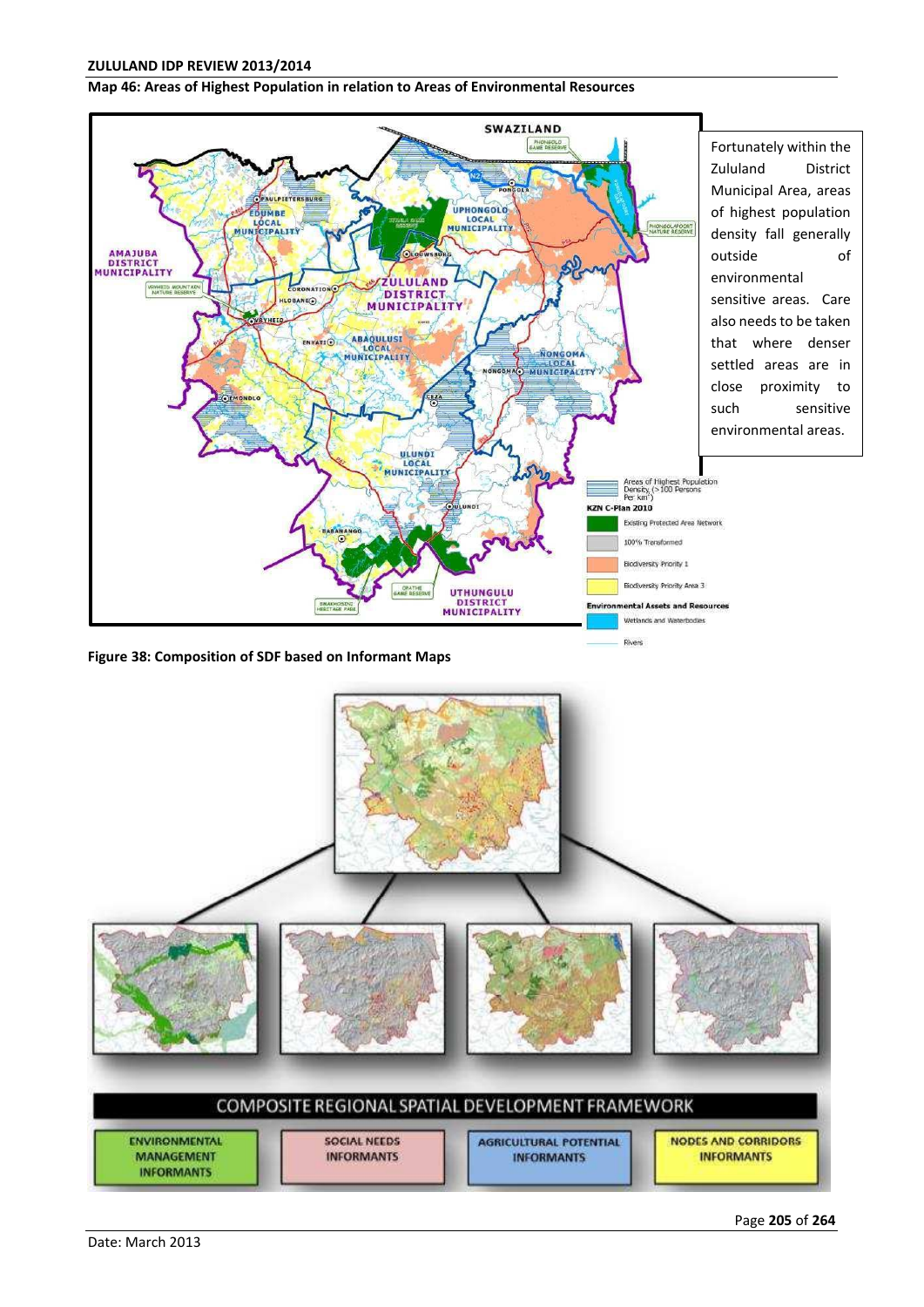**Map 46: Areas of Highest Population in relation to Areas of Environmental Resources**

Fortunately within the Zululand District Municipal Area, areas of highest population density fall generally outside of environmental sensitive areas. Care also needs to be taken that where denser settled areas are in close proximity to such sensitive environmental areas.

**Figure 38: Composition of SDF based on Informant Maps**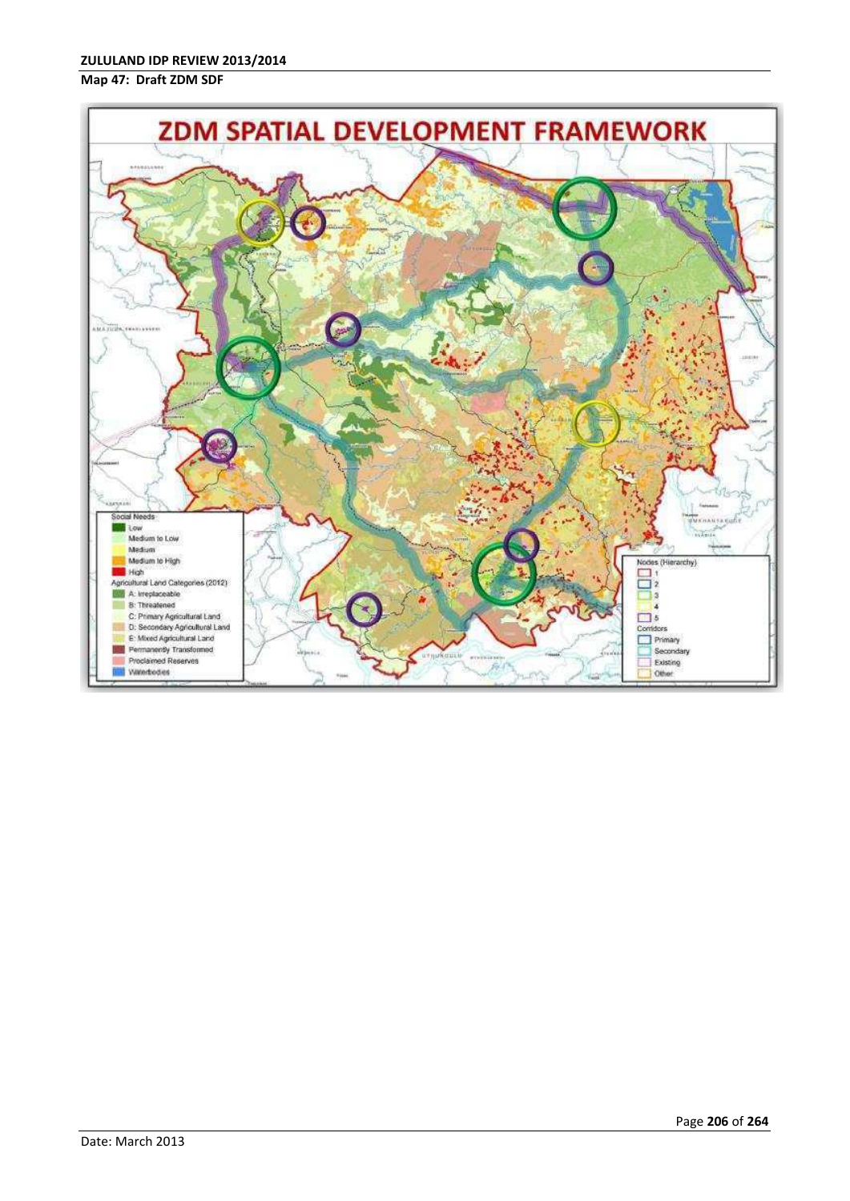**Map 47: Draft ZDM SDF**

ZDM SPATIAL DEVELOPMENT FRAMEWORK

Social Needs
Low
Medium to Low
Medium
Medium to High
High
Agricultural Land Categories (2012)
A: Irreplaceable
B: Threatened
C: Primary Agricultural Land
D: Secondary Agricultural Land
E: Mixed Agricultural Land
Permanently Transformed
Proclaimed Reserves
Waterbodies

Nodes (Hierarchy)
1
2
3
4
5
Corridors
Primary
Secondary
Existing
Other